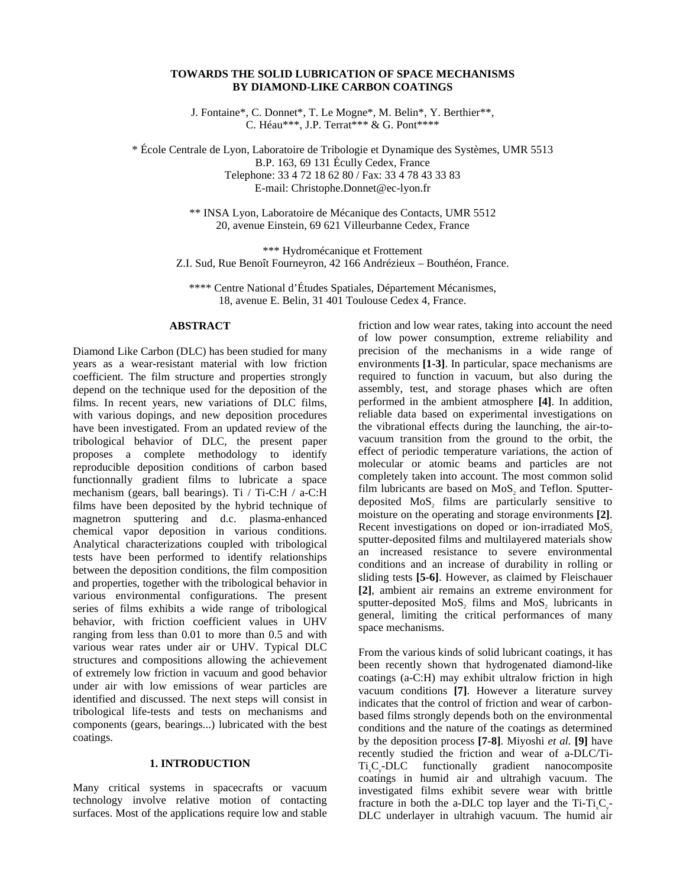# TOWARDS THE SOLID LUBRICATION OF SPACE MECHANISMS BY DIAMOND-LIKE CARBON COATINGS

J. Fontaine*, C. Donnet*, T. Le Mogne*, M. Belin*, Y. Berthier**, C. Héau***, J.P. Terrat*** & G. Pont****

\* École Centrale de Lyon, Laboratoire de Tribologie et Dynamique des Systèmes, UMR 5513
B.P. 163, 69 131 Écully Cedex, France
Telephone: 33 4 72 18 62 80 / Fax: 33 4 78 43 33 83
E-mail: Christophe.Donnet@ec-lyon.fr

\** INSA Lyon, Laboratoire de Mécanique des Contacts, UMR 5512
20, avenue Einstein, 69 621 Villeurbanne Cedex, France

\*** Hydromécanique et Frottement
Z.I. Sud, Rue Benoît Fourneyron, 42 166 Andrézieux – Bouthéon, France.

\**** Centre National d'Études Spatiales, Département Mécanismes,
18, avenue E. Belin, 31 401 Toulouse Cedex 4, France.

## ABSTRACT

Diamond Like Carbon (DLC) has been studied for many years as a wear-resistant material with low friction coefficient. The film structure and properties strongly depend on the technique used for the deposition of the films. In recent years, new variations of DLC films, with various dopings, and new deposition procedures have been investigated. From an updated review of the tribological behavior of DLC, the present paper proposes a complete methodology to identify reproducible deposition conditions of carbon based functionnally gradient films to lubricate a space mechanism (gears, ball bearings). Ti / Ti-C:H / a-C:H films have been deposited by the hybrid technique of magnetron sputtering and d.c. plasma-enhanced chemical vapor deposition in various conditions. Analytical characterizations coupled with tribological tests have been performed to identify relationships between the deposition conditions, the film composition and properties, together with the tribological behavior in various environmental configurations. The present series of films exhibits a wide range of tribological behavior, with friction coefficient values in UHV ranging from less than 0.01 to more than 0.5 and with various wear rates under air or UHV. Typical DLC structures and compositions allowing the achievement of extremely low friction in vacuum and good behavior under air with low emissions of wear particles are identified and discussed. The next steps will consist in tribological life-tests and tests on mechanisms and components (gears, bearings...) lubricated with the best coatings.

## 1. INTRODUCTION

Many critical systems in spacecrafts or vacuum technology involve relative motion of contacting surfaces. Most of the applications require low and stable friction and low wear rates, taking into account the need of low power consumption, extreme reliability and precision of the mechanisms in a wide range of environments **[1-3]**. In particular, space mechanisms are required to function in vacuum, but also during the assembly, test, and storage phases which are often performed in the ambient atmosphere **[4]**. In addition, reliable data based on experimental investigations on the vibrational effects during the launching, the air-to-vacuum transition from the ground to the orbit, the effect of periodic temperature variations, the action of molecular or atomic beams and particles are not completely taken into account. The most common solid film lubricants are based on $MoS_2$ and Teflon. Sputter-deposited $MoS_2$ films are particularly sensitive to moisture on the operating and storage environments **[2]**. Recent investigations on doped or ion-irradiated $MoS_2$ sputter-deposited films and multilayered materials show an increased resistance to severe environmental conditions and an increase of durability in rolling or sliding tests **[5-6]**. However, as claimed by Fleischauer **[2]**, ambient air remains an extreme environment for sputter-deposited $MoS_2$ films and $MoS_2$ lubricants in general, limiting the critical performances of many space mechanisms.

From the various kinds of solid lubricant coatings, it has been recently shown that hydrogenated diamond-like coatings (a-C:H) may exhibit ultralow friction in high vacuum conditions **[7]**. However a literature survey indicates that the control of friction and wear of carbon-based films strongly depends both on the environmental conditions and the nature of the coatings as determined by the deposition process **[7-8]**. Miyoshi *et al.* **[9]** have recently studied the friction and wear of a-DLC/Ti-$Ti_xC_y$-DLC functionally gradient nanocomposite coatings in humid air and ultrahigh vacuum. The investigated films exhibit severe wear with brittle fracture in both the a-DLC top layer and the Ti-$Ti_xC_y$-DLC underlayer in ultrahigh vacuum. The humid air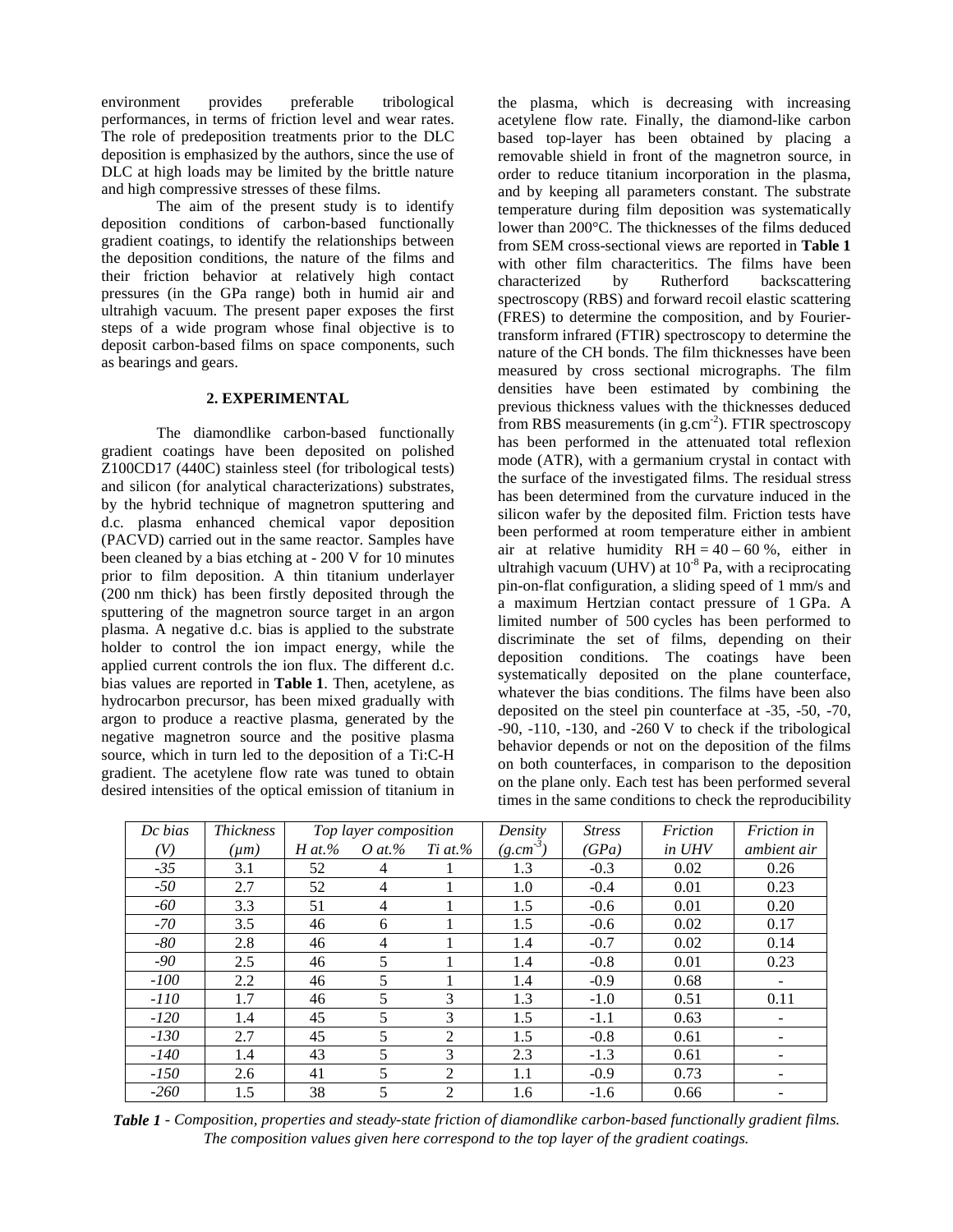environment provides preferable tribological performances, in terms of friction level and wear rates. The role of predeposition treatments prior to the DLC deposition is emphasized by the authors, since the use of DLC at high loads may be limited by the brittle nature and high compressive stresses of these films.

The aim of the present study is to identify deposition conditions of carbon-based functionally gradient coatings, to identify the relationships between the deposition conditions, the nature of the films and their friction behavior at relatively high contact pressures (in the GPa range) both in humid air and ultrahigh vacuum. The present paper exposes the first steps of a wide program whose final objective is to deposit carbon-based films on space components, such as bearings and gears.

## 2. EXPERIMENTAL

The diamondlike carbon-based functionally gradient coatings have been deposited on polished Z100CD17 (440C) stainless steel (for tribological tests) and silicon (for analytical characterizations) substrates, by the hybrid technique of magnetron sputtering and d.c. plasma enhanced chemical vapor deposition (PACVD) carried out in the same reactor. Samples have been cleaned by a bias etching at - 200 V for 10 minutes prior to film deposition. A thin titanium underlayer (200 nm thick) has been firstly deposited through the sputtering of the magnetron source target in an argon plasma. A negative d.c. bias is applied to the substrate holder to control the ion impact energy, while the applied current controls the ion flux. The different d.c. bias values are reported in **Table 1**. Then, acetylene, as hydrocarbon precursor, has been mixed gradually with argon to produce a reactive plasma, generated by the negative magnetron source and the positive plasma source, which in turn led to the deposition of a Ti:C-H gradient. The acetylene flow rate was tuned to obtain desired intensities of the optical emission of titanium in the plasma, which is decreasing with increasing acetylene flow rate. Finally, the diamond-like carbon based top-layer has been obtained by placing a removable shield in front of the magnetron source, in order to reduce titanium incorporation in the plasma, and by keeping all parameters constant. The substrate temperature during film deposition was systematically lower than 200°C. The thicknesses of the films deduced from SEM cross-sectional views are reported in **Table 1** with other film characteritics. The films have been characterized by Rutherford backscattering spectroscopy (RBS) and forward recoil elastic scattering (FRES) to determine the composition, and by Fourier-transform infrared (FTIR) spectroscopy to determine the nature of the CH bonds. The film thicknesses have been measured by cross sectional micrographs. The film densities have been estimated by combining the previous thickness values with the thicknesses deduced from RBS measurements (in g.cm$^{-2}$). FTIR spectroscopy has been performed in the attenuated total reflexion mode (ATR), with a germanium crystal in contact with the surface of the investigated films. The residual stress has been determined from the curvature induced in the silicon wafer by the deposited film. Friction tests have been performed at room temperature either in ambient air at relative humidity RH = 40 – 60 %, either in ultrahigh vacuum (UHV) at $10^{-8}$ Pa, with a reciprocating pin-on-flat configuration, a sliding speed of 1 mm/s and a maximum Hertzian contact pressure of 1 GPa. A limited number of 500 cycles has been performed to discriminate the set of films, depending on their deposition conditions. The coatings have been systematically deposited on the plane counterface, whatever the bias conditions. The films have been also deposited on the steel pin counterface at -35, -50, -70, -90, -110, -130, and -260 V to check if the tribological behavior depends or not on the deposition of the films on both counterfaces, in comparison to the deposition on the plane only. Each test has been performed several times in the same conditions to check the reproducibility

| *Dc bias (V)* | *Thickness (μm)* | *Top layer composition* | | | *Density (g.cm$^{-3}$)* | *Stress (GPa)* | *Friction in UHV* | *Friction in ambient air* |
|---|---|---|---|---|---|---|---|---|
| | | *H at.%* | *O at.%* | *Ti at.%* | | | | |
| *-35* | 3.1 | 52 | 4 | 1 | 1.3 | -0.3 | 0.02 | 0.26 |
| *-50* | 2.7 | 52 | 4 | 1 | 1.0 | -0.4 | 0.01 | 0.23 |
| *-60* | 3.3 | 51 | 4 | 1 | 1.5 | -0.6 | 0.01 | 0.20 |
| *-70* | 3.5 | 46 | 6 | 1 | 1.5 | -0.6 | 0.02 | 0.17 |
| *-80* | 2.8 | 46 | 4 | 1 | 1.4 | -0.7 | 0.02 | 0.14 |
| *-90* | 2.5 | 46 | 5 | 1 | 1.4 | -0.8 | 0.01 | 0.23 |
| *-100* | 2.2 | 46 | 5 | 1 | 1.4 | -0.9 | 0.68 | - |
| *-110* | 1.7 | 46 | 5 | 3 | 1.3 | -1.0 | 0.51 | 0.11 |
| *-120* | 1.4 | 45 | 5 | 3 | 1.5 | -1.1 | 0.63 | - |
| *-130* | 2.7 | 45 | 5 | 2 | 1.5 | -0.8 | 0.61 | - |
| *-140* | 1.4 | 43 | 5 | 3 | 2.3 | -1.3 | 0.61 | - |
| *-150* | 2.6 | 41 | 5 | 2 | 1.1 | -0.9 | 0.73 | - |
| *-260* | 1.5 | 38 | 5 | 2 | 1.6 | -1.6 | 0.66 | - |

***Table 1*** *- Composition, properties and steady-state friction of diamondlike carbon-based functionally gradient films. The composition values given here correspond to the top layer of the gradient coatings.*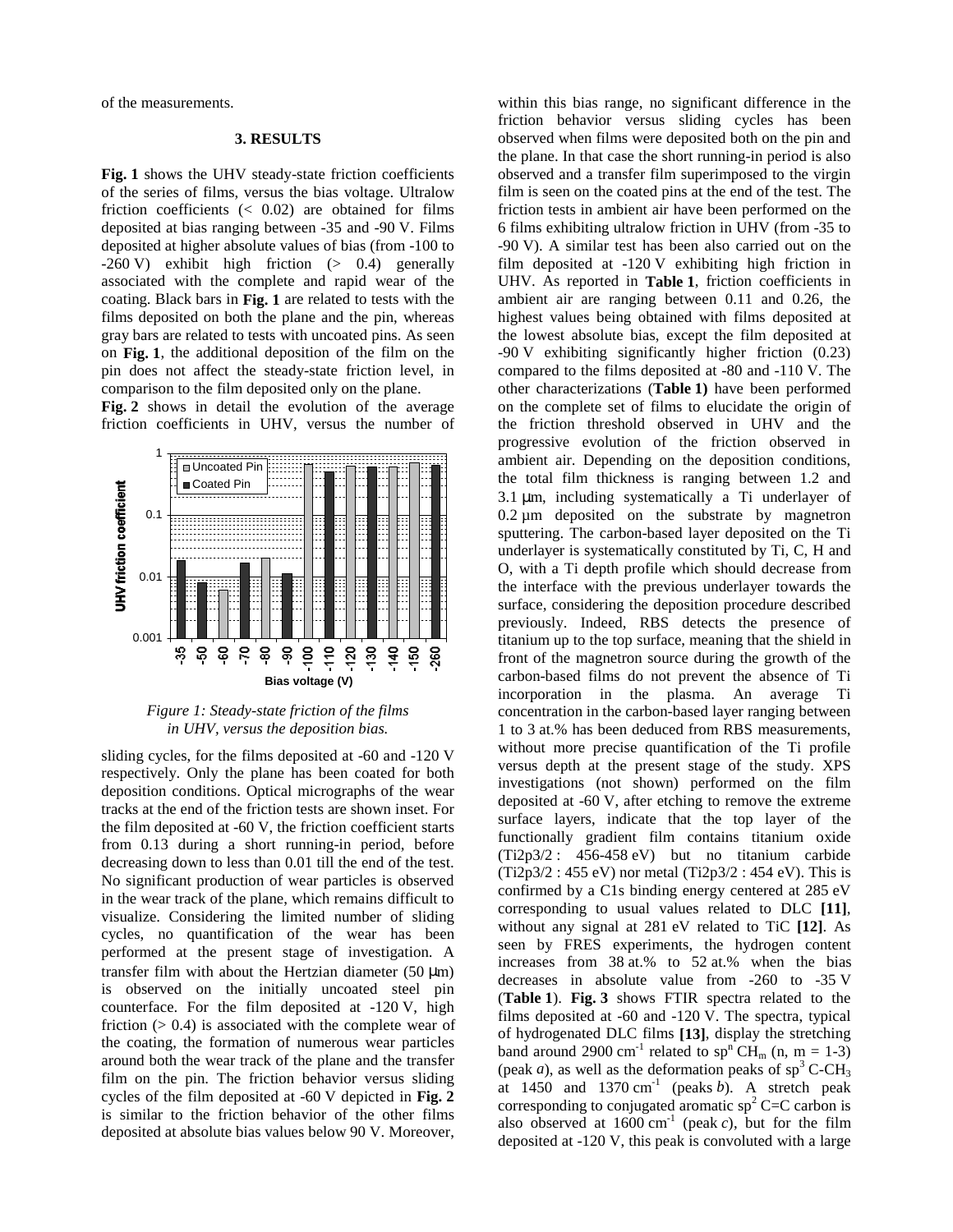of the measurements.

### 3. RESULTS

**Fig. 1** shows the UHV steady-state friction coefficients of the series of films, versus the bias voltage. Ultralow friction coefficients (< 0.02) are obtained for films deposited at bias ranging between -35 and -90 V. Films deposited at higher absolute values of bias (from -100 to -260 V) exhibit high friction (> 0.4) generally associated with the complete and rapid wear of the coating. Black bars in **Fig. 1** are related to tests with the films deposited on both the plane and the pin, whereas gray bars are related to tests with uncoated pins. As seen on **Fig. 1**, the additional deposition of the film on the pin does not affect the steady-state friction level, in comparison to the film deposited only on the plane.

**Fig. 2** shows in detail the evolution of the average friction coefficients in UHV, versus the number of sliding cycles, for the films deposited at -60 and -120 V respectively. Only the plane has been coated for both deposition conditions. Optical micrographs of the wear tracks at the end of the friction tests are shown inset. For the film deposited at -60 V, the friction coefficient starts from 0.13 during a short running-in period, before decreasing down to less than 0.01 till the end of the test. No significant production of wear particles is observed in the wear track of the plane, which remains difficult to visualize. Considering the limited number of sliding cycles, no quantification of the wear has been performed at the present stage of investigation. A transfer film with about the Hertzian diameter (50 μm) is observed on the initially uncoated steel pin counterface. For the film deposited at -120 V, high friction (> 0.4) is associated with the complete wear of the coating, the formation of numerous wear particles around both the wear track of the plane and the transfer film on the pin. The friction behavior versus sliding cycles of the film deposited at -60 V depicted in **Fig. 2** is similar to the friction behavior of the other films deposited at absolute bias values below 90 V. Moreover, within this bias range, no significant difference in the friction behavior versus sliding cycles has been observed when films were deposited both on the pin and the plane. In that case the short running-in period is also observed and a transfer film superimposed to the virgin film is seen on the coated pins at the end of the test. The friction tests in ambient air have been performed on the 6 films exhibiting ultralow friction in UHV (from -35 to -90 V). A similar test has been also carried out on the film deposited at -120 V exhibiting high friction in UHV. As reported in **Table 1**, friction coefficients in ambient air are ranging between 0.11 and 0.26, the highest values being obtained with films deposited at the lowest absolute bias, except the film deposited at -90 V exhibiting significantly higher friction (0.23) compared to the films deposited at -80 and -110 V. The other characterizations (**Table 1)** have been performed on the complete set of films to elucidate the origin of the friction threshold observed in UHV and the progressive evolution of the friction observed in ambient air. Depending on the deposition conditions, the total film thickness is ranging between 1.2 and 3.1 μm, including systematically a Ti underlayer of 0.2 μm deposited on the substrate by magnetron sputtering. The carbon-based layer deposited on the Ti underlayer is systematically constituted by Ti, C, H and O, with a Ti depth profile which should decrease from the interface with the previous underlayer towards the surface, considering the deposition procedure described previously. Indeed, RBS detects the presence of titanium up to the top surface, meaning that the shield in front of the magnetron source during the growth of the carbon-based films do not prevent the absence of Ti incorporation in the plasma. An average Ti concentration in the carbon-based layer ranging between 1 to 3 at.% has been deduced from RBS measurements, without more precise quantification of the Ti profile versus depth at the present stage of the study. XPS investigations (not shown) performed on the film deposited at -60 V, after etching to remove the extreme surface layers, indicate that the top layer of the functionally gradient film contains titanium oxide (Ti2p3/2 : 456-458 eV) but no titanium carbide (Ti2p3/2 : 455 eV) nor metal (Ti2p3/2 : 454 eV). This is confirmed by a C1s binding energy centered at 285 eV corresponding to usual values related to DLC **[11]**, without any signal at 281 eV related to TiC **[12]**. As seen by FRES experiments, the hydrogen content increases from 38 at.% to 52 at.% when the bias decreases in absolute value from -260 to -35 V (**Table 1**). **Fig. 3** shows FTIR spectra related to the films deposited at -60 and -120 V. The spectra, typical of hydrogenated DLC films **[13]**, display the stretching band around 2900 $cm^{-1}$ related to $sp^n$ $CH_m$ (n, m = 1-3) (peak *a*), as well as the deformation peaks of $sp^3$ C-$CH_3$ at 1450 and 1370 $cm^{-1}$ (peaks *b*). A stretch peak corresponding to conjugated aromatic $sp^2$ C=C carbon is also observed at 1600 $cm^{-1}$ (peak *c*), but for the film deposited at -120 V, this peak is convoluted with a large

*Figure 1: Steady-state friction of the films in UHV, versus the deposition bias.*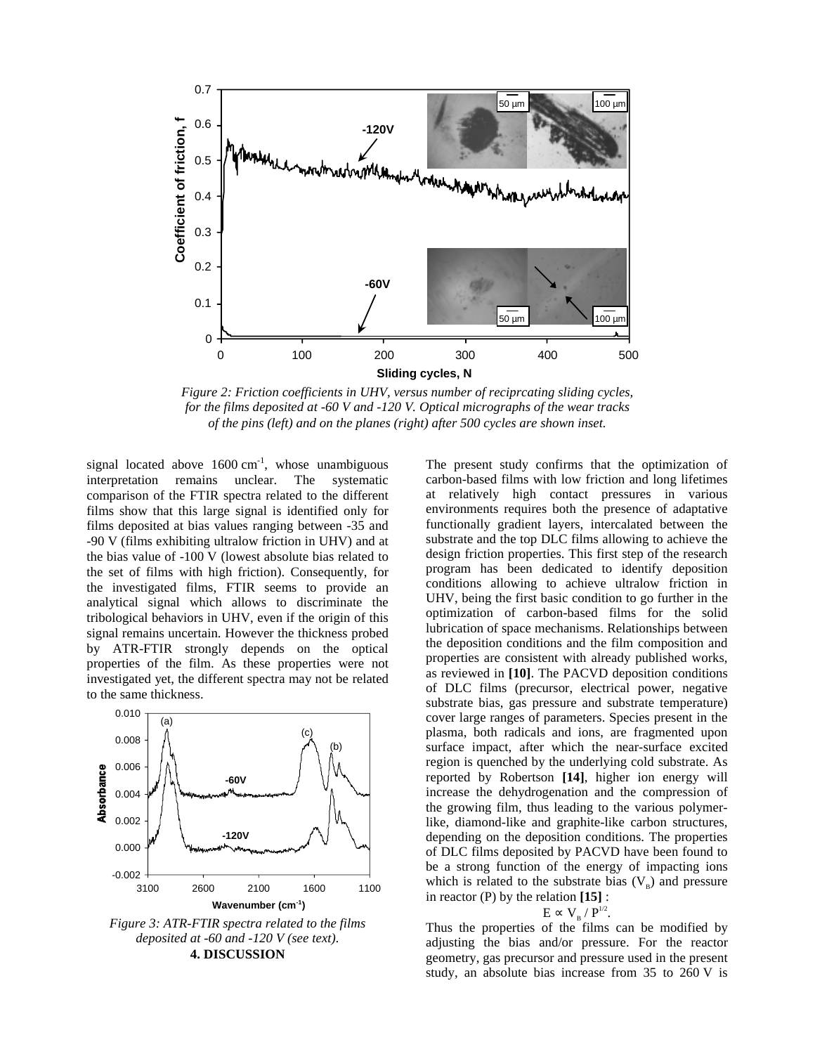*Figure 2: Friction coefficients in UHV, versus number of reciprcating sliding cycles, for the films deposited at -60 V and -120 V. Optical micrographs of the wear tracks of the pins (left) and on the planes (right) after 500 cycles are shown inset.*

signal located above 1600 $cm^{-1}$, whose unambiguous interpretation remains unclear. The systematic comparison of the FTIR spectra related to the different films show that this large signal is identified only for films deposited at bias values ranging between -35 and -90 V (films exhibiting ultralow friction in UHV) and at the bias value of -100 V (lowest absolute bias related to the set of films with high friction). Consequently, for the investigated films, FTIR seems to provide an analytical signal which allows to discriminate the tribological behaviors in UHV, even if the origin of this signal remains uncertain. However the thickness probed by ATR-FTIR strongly depends on the optical properties of the film. As these properties were not investigated yet, the different spectra may not be related to the same thickness.

*Figure 3: ATR-FTIR spectra related to the films deposited at -60 and -120 V (see text).*

## 4. DISCUSSION

The present study confirms that the optimization of carbon-based films with low friction and long lifetimes at relatively high contact pressures in various environments requires both the presence of adaptative functionally gradient layers, intercalated between the substrate and the top DLC films allowing to achieve the design friction properties. This first step of the research program has been dedicated to identify deposition conditions allowing to achieve ultralow friction in UHV, being the first basic condition to go further in the optimization of carbon-based films for the solid lubrication of space mechanisms. Relationships between the deposition conditions and the film composition and properties are consistent with already published works, as reviewed in **[10]**. The PACVD deposition conditions of DLC films (precursor, electrical power, negative substrate bias, gas pressure and substrate temperature) cover large ranges of parameters. Species present in the plasma, both radicals and ions, are fragmented upon surface impact, after which the near-surface excited region is quenched by the underlying cold substrate. As reported by Robertson **[14]**, higher ion energy will increase the dehydrogenation and the compression of the growing film, thus leading to the various polymer-like, diamond-like and graphite-like carbon structures, depending on the deposition conditions. The properties of DLC films deposited by PACVD have been found to be a strong function of the energy of impacting ions which is related to the substrate bias ($V_B$) and pressure in reactor (P) by the relation **[15]** :

$$E \propto V_B / P^{1/2}.$$

Thus the properties of the films can be modified by adjusting the bias and/or pressure. For the reactor geometry, gas precursor and pressure used in the present study, an absolute bias increase from 35 to 260 V is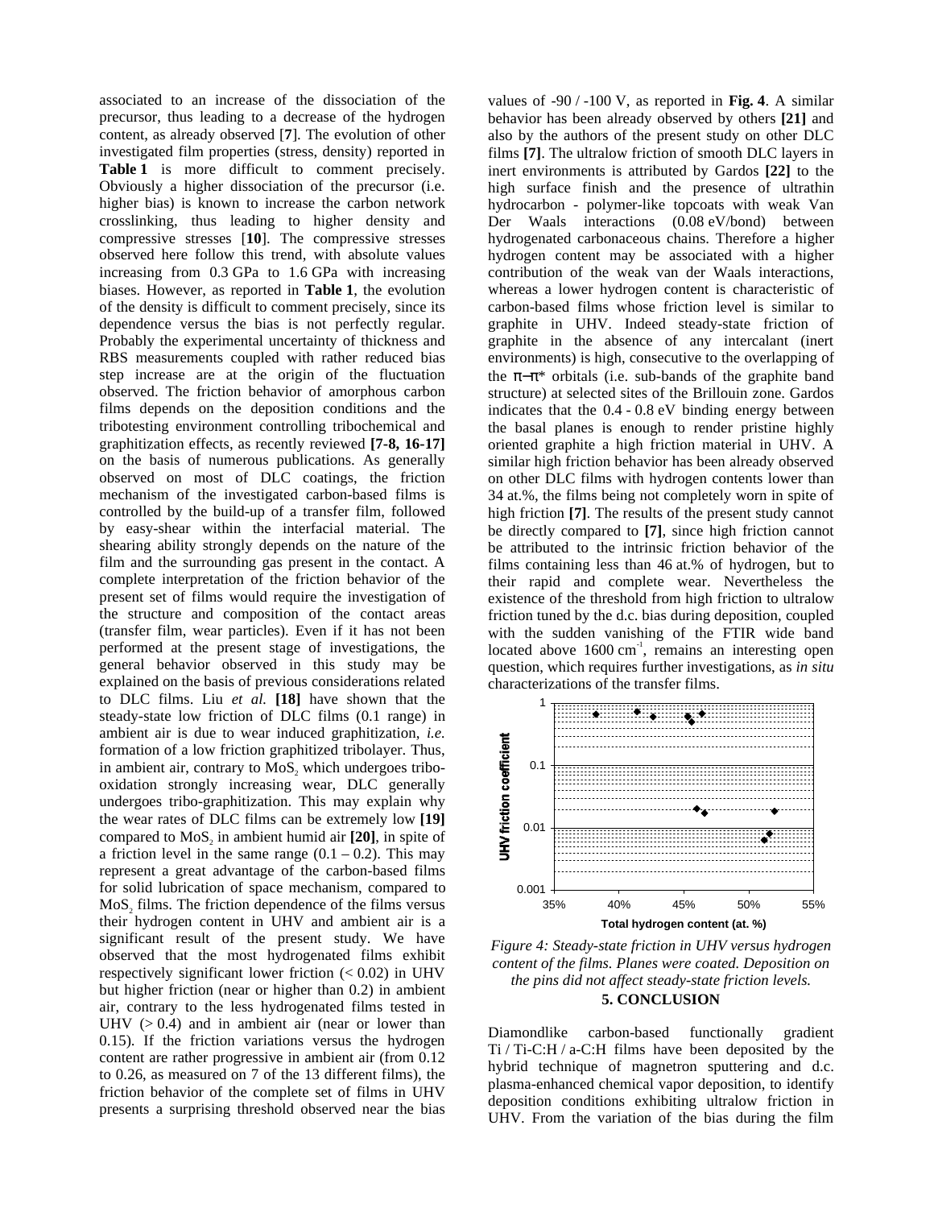associated to an increase of the dissociation of the precursor, thus leading to a decrease of the hydrogen content, as already observed [**7**]. The evolution of other investigated film properties (stress, density) reported in **Table 1** is more difficult to comment precisely. Obviously a higher dissociation of the precursor (i.e. higher bias) is known to increase the carbon network crosslinking, thus leading to higher density and compressive stresses [**10**]. The compressive stresses observed here follow this trend, with absolute values increasing from 0.3 GPa to 1.6 GPa with increasing biases. However, as reported in **Table 1**, the evolution of the density is difficult to comment precisely, since its dependence versus the bias is not perfectly regular. Probably the experimental uncertainty of thickness and RBS measurements coupled with rather reduced bias step increase are at the origin of the fluctuation observed. The friction behavior of amorphous carbon films depends on the deposition conditions and the tribotesting environment controlling tribochemical and graphitization effects, as recently reviewed **[7-8, 16-17]** on the basis of numerous publications. As generally observed on most of DLC coatings, the friction mechanism of the investigated carbon-based films is controlled by the build-up of a transfer film, followed by easy-shear within the interfacial material. The shearing ability strongly depends on the nature of the film and the surrounding gas present in the contact. A complete interpretation of the friction behavior of the present set of films would require the investigation of the structure and composition of the contact areas (transfer film, wear particles). Even if it has not been performed at the present stage of investigations, the general behavior observed in this study may be explained on the basis of previous considerations related to DLC films. Liu *et al.* **[18]** have shown that the steady-state low friction of DLC films (0.1 range) in ambient air is due to wear induced graphitization, *i.e.* formation of a low friction graphitized tribolayer. Thus, in ambient air, contrary to $MoS_2$ which undergoes tribo-oxidation strongly increasing wear, DLC generally undergoes tribo-graphitization. This may explain why the wear rates of DLC films can be extremely low **[19]** compared to $MoS_2$ in ambient humid air **[20]**, in spite of a friction level in the same range (0.1 – 0.2). This may represent a great advantage of the carbon-based films for solid lubrication of space mechanism, compared to $MoS_2$ films. The friction dependence of the films versus their hydrogen content in UHV and ambient air is a significant result of the present study. We have observed that the most hydrogenated films exhibit respectively significant lower friction (< 0.02) in UHV but higher friction (near or higher than 0.2) in ambient air, contrary to the less hydrogenated films tested in UHV (> 0.4) and in ambient air (near or lower than 0.15). If the friction variations versus the hydrogen content are rather progressive in ambient air (from 0.12 to 0.26, as measured on 7 of the 13 different films), the friction behavior of the complete set of films in UHV presents a surprising threshold observed near the bias values of -90 / -100 V, as reported in **Fig. 4**. A similar behavior has been already observed by others **[21]** and also by the authors of the present study on other DLC films **[7]**. The ultralow friction of smooth DLC layers in inert environments is attributed by Gardos **[22]** to the high surface finish and the presence of ultrathin hydrocarbon - polymer-like topcoats with weak Van Der Waals interactions (0.08 eV/bond) between hydrogenated carbonaceous chains. Therefore a higher hydrogen content may be associated with a higher contribution of the weak van der Waals interactions, whereas a lower hydrogen content is characteristic of carbon-based films whose friction level is similar to graphite in UHV. Indeed steady-state friction of graphite in the absence of any intercalant (inert environments) is high, consecutive to the overlapping of the $\pi$–$\pi$* orbitals (i.e. sub-bands of the graphite band structure) at selected sites of the Brillouin zone. Gardos indicates that the 0.4 - 0.8 eV binding energy between the basal planes is enough to render pristine highly oriented graphite a high friction material in UHV. A similar high friction behavior has been already observed on other DLC films with hydrogen contents lower than 34 at.%, the films being not completely worn in spite of high friction **[7]**. The results of the present study cannot be directly compared to **[7]**, since high friction cannot be attributed to the intrinsic friction behavior of the films containing less than 46 at.% of hydrogen, but to their rapid and complete wear. Nevertheless the existence of the threshold from high friction to ultralow friction tuned by the d.c. bias during deposition, coupled with the sudden vanishing of the FTIR wide band located above 1600 cm$^{-1}$, remains an interesting open question, which requires further investigations, as *in situ* characterizations of the transfer films.

*Figure 4: Steady-state friction in UHV versus hydrogen content of the films. Planes were coated. Deposition on the pins did not affect steady-state friction levels.*

## 5. CONCLUSION

Diamondlike carbon-based functionally gradient Ti / Ti-C:H / a-C:H films have been deposited by the hybrid technique of magnetron sputtering and d.c. plasma-enhanced chemical vapor deposition, to identify deposition conditions exhibiting ultralow friction in UHV. From the variation of the bias during the film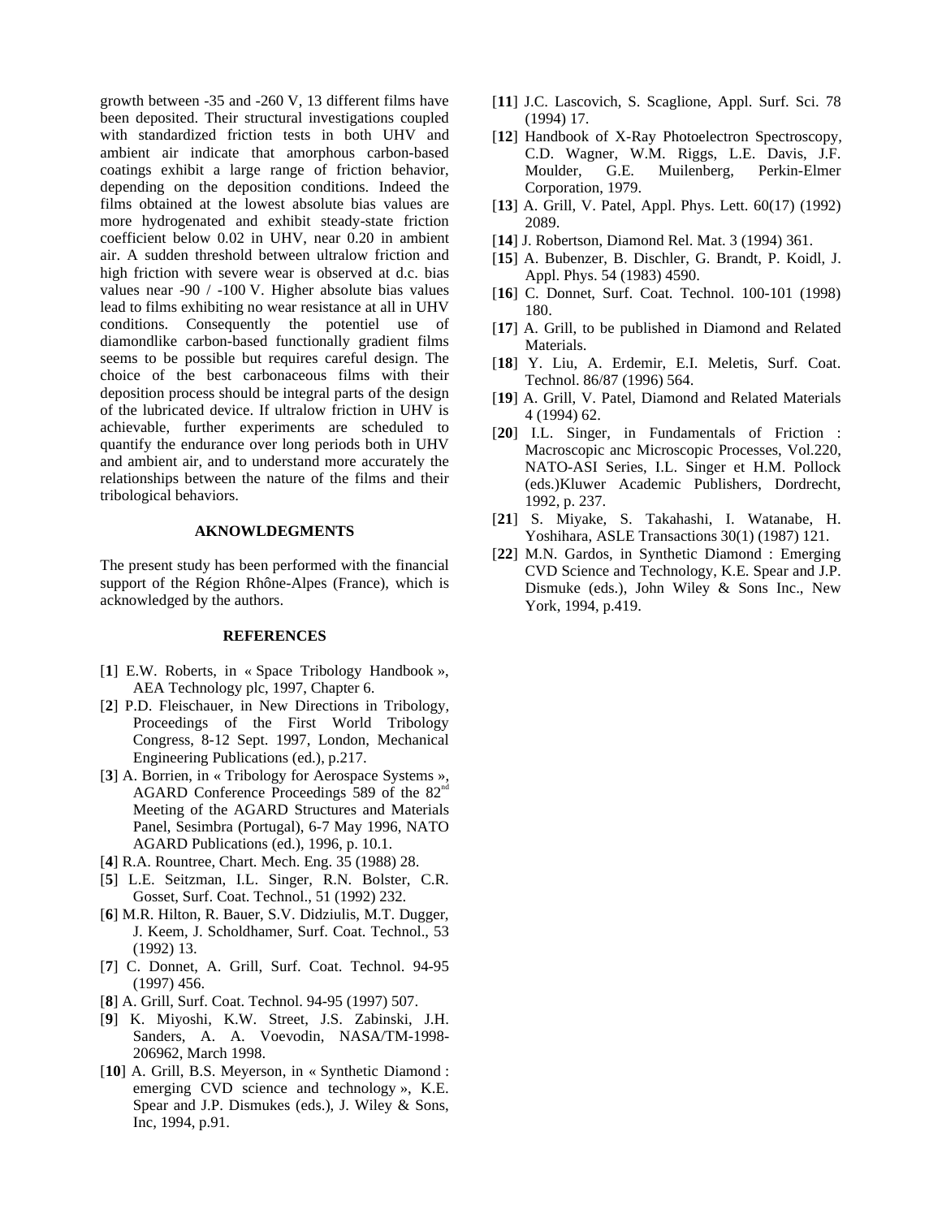growth between -35 and -260 V, 13 different films have been deposited. Their structural investigations coupled with standardized friction tests in both UHV and ambient air indicate that amorphous carbon-based coatings exhibit a large range of friction behavior, depending on the deposition conditions. Indeed the films obtained at the lowest absolute bias values are more hydrogenated and exhibit steady-state friction coefficient below 0.02 in UHV, near 0.20 in ambient air. A sudden threshold between ultralow friction and high friction with severe wear is observed at d.c. bias values near -90 / -100 V. Higher absolute bias values lead to films exhibiting no wear resistance at all in UHV conditions. Consequently the potentiel use of diamondlike carbon-based functionally gradient films seems to be possible but requires careful design. The choice of the best carbonaceous films with their deposition process should be integral parts of the design of the lubricated device. If ultralow friction in UHV is achievable, further experiments are scheduled to quantify the endurance over long periods both in UHV and ambient air, and to understand more accurately the relationships between the nature of the films and their tribological behaviors.

## AKNOWLDEGMENTS

The present study has been performed with the financial support of the Région Rhône-Alpes (France), which is acknowledged by the authors.

## REFERENCES

[**1**] E.W. Roberts, in « Space Tribology Handbook », AEA Technology plc, 1997, Chapter 6.

[**2**] P.D. Fleischauer, in New Directions in Tribology, Proceedings of the First World Tribology Congress, 8-12 Sept. 1997, London, Mechanical Engineering Publications (ed.), p.217.

[**3**] A. Borrien, in « Tribology for Aerospace Systems », AGARD Conference Proceedings 589 of the 82nd Meeting of the AGARD Structures and Materials Panel, Sesimbra (Portugal), 6-7 May 1996, NATO AGARD Publications (ed.), 1996, p. 10.1.

[**4**] R.A. Rountree, Chart. Mech. Eng. 35 (1988) 28.

[**5**] L.E. Seitzman, I.L. Singer, R.N. Bolster, C.R. Gosset, Surf. Coat. Technol., 51 (1992) 232.

[**6**] M.R. Hilton, R. Bauer, S.V. Didziulis, M.T. Dugger, J. Keem, J. Scholdhamer, Surf. Coat. Technol., 53 (1992) 13.

[**7**] C. Donnet, A. Grill, Surf. Coat. Technol. 94-95 (1997) 456.

[**8**] A. Grill, Surf. Coat. Technol. 94-95 (1997) 507.

[**9**] K. Miyoshi, K.W. Street, J.S. Zabinski, J.H. Sanders, A. A. Voevodin, NASA/TM-1998-206962, March 1998.

[**10**] A. Grill, B.S. Meyerson, in « Synthetic Diamond : emerging CVD science and technology », K.E. Spear and J.P. Dismukes (eds.), J. Wiley & Sons, Inc, 1994, p.91.

[**11**] J.C. Lascovich, S. Scaglione, Appl. Surf. Sci. 78 (1994) 17.

[**12**] Handbook of X-Ray Photoelectron Spectroscopy, C.D. Wagner, W.M. Riggs, L.E. Davis, J.F. Moulder, G.E. Muilenberg, Perkin-Elmer Corporation, 1979.

[**13**] A. Grill, V. Patel, Appl. Phys. Lett. 60(17) (1992) 2089.

[**14**] J. Robertson, Diamond Rel. Mat. 3 (1994) 361.

[**15**] A. Bubenzer, B. Dischler, G. Brandt, P. Koidl, J. Appl. Phys. 54 (1983) 4590.

[**16**] C. Donnet, Surf. Coat. Technol. 100-101 (1998) 180.

[**17**] A. Grill, to be published in Diamond and Related Materials.

[**18**] Y. Liu, A. Erdemir, E.I. Meletis, Surf. Coat. Technol. 86/87 (1996) 564.

[**19**] A. Grill, V. Patel, Diamond and Related Materials 4 (1994) 62.

[**20**] I.L. Singer, in Fundamentals of Friction : Macroscopic anc Microscopic Processes, Vol.220, NATO-ASI Series, I.L. Singer et H.M. Pollock (eds.)Kluwer Academic Publishers, Dordrecht, 1992, p. 237.

[**21**] S. Miyake, S. Takahashi, I. Watanabe, H. Yoshihara, ASLE Transactions 30(1) (1987) 121.

[**22**] M.N. Gardos, in Synthetic Diamond : Emerging CVD Science and Technology, K.E. Spear and J.P. Dismuke (eds.), John Wiley & Sons Inc., New York, 1994, p.419.